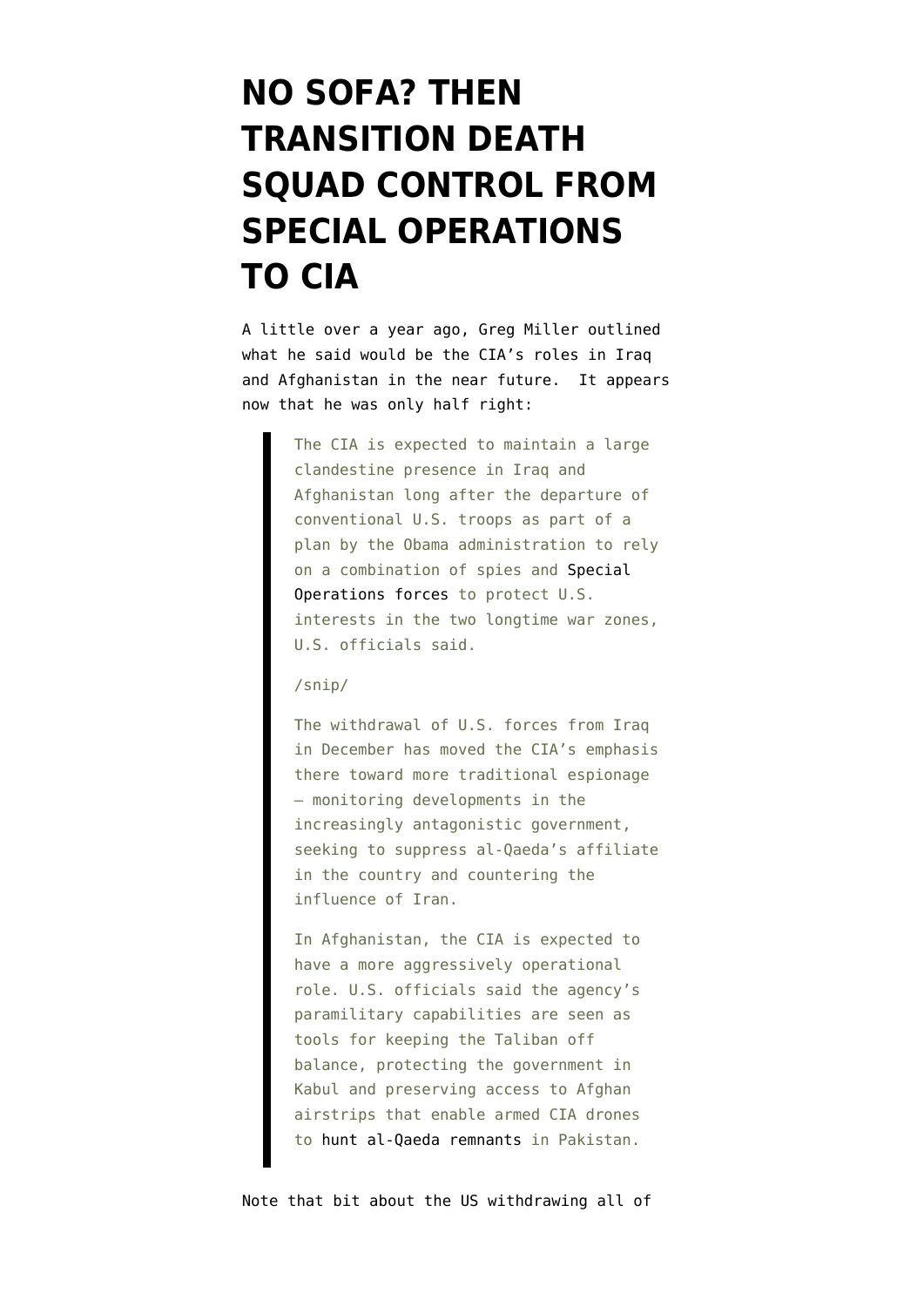# NO SOFA? THEN TRANSITION DEATH SQUAD CONTROL FROM SPECIAL OPERATIONS TO CIA

A little over a year ago, Greg Miller outlined what he said would be the CIA's roles in Iraq and Afghanistan in the near future. It appears now that he was only half right:

> The CIA is expected to maintain a large clandestine presence in Iraq and Afghanistan long after the departure of conventional U.S. troops as part of a plan by the Obama administration to rely on a combination of spies and Special Operations forces to protect U.S. interests in the two longtime war zones, U.S. officials said.
>
> /snip/
>
> The withdrawal of U.S. forces from Iraq in December has moved the CIA's emphasis there toward more traditional espionage — monitoring developments in the increasingly antagonistic government, seeking to suppress al-Qaeda's affiliate in the country and countering the influence of Iran.
>
> In Afghanistan, the CIA is expected to have a more aggressively operational role. U.S. officials said the agency's paramilitary capabilities are seen as tools for keeping the Taliban off balance, protecting the government in Kabul and preserving access to Afghan airstrips that enable armed CIA drones to hunt al-Qaeda remnants in Pakistan.

Note that bit about the US withdrawing all of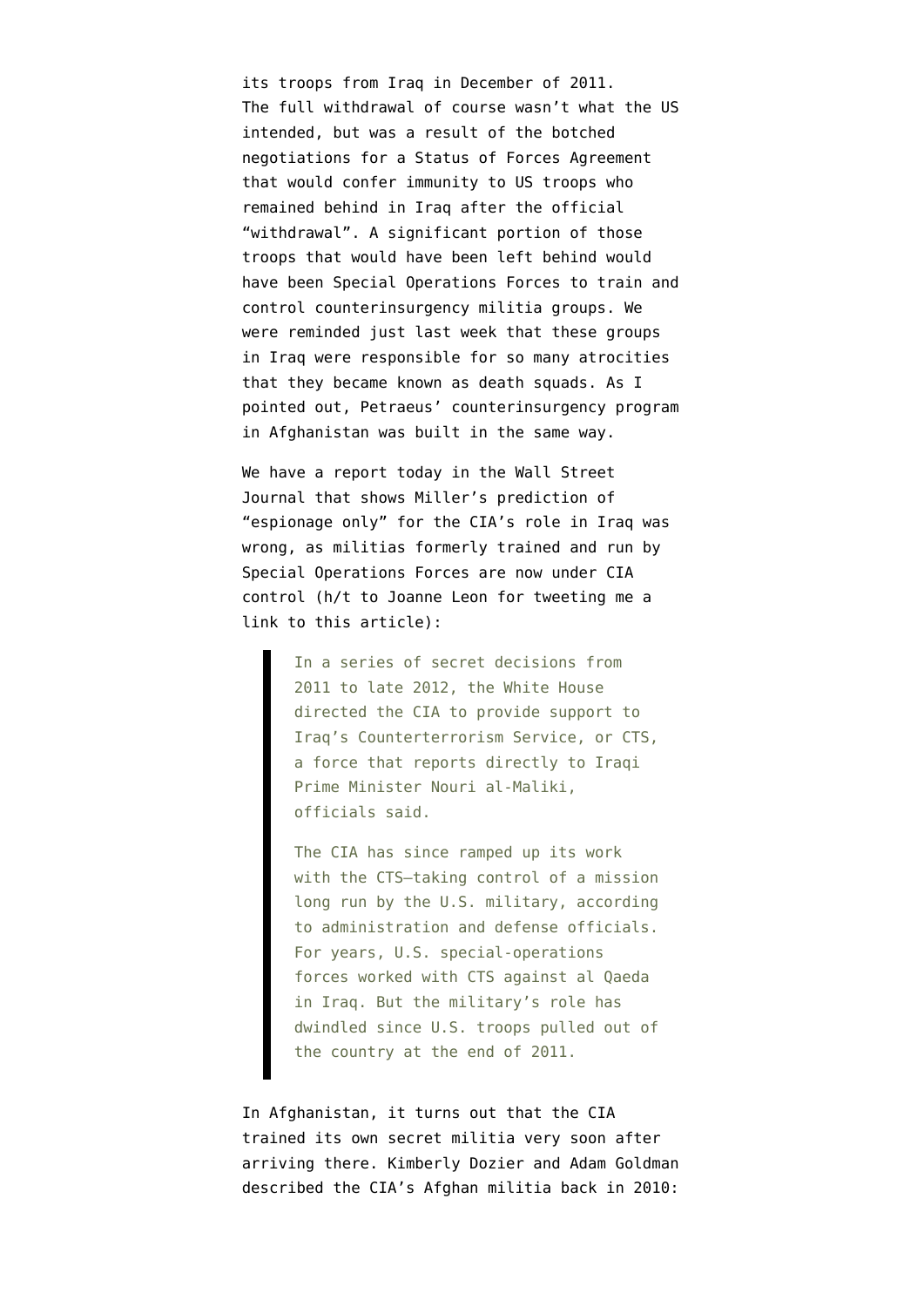its troops from Iraq in December of 2011. The full withdrawal of course wasn't what the US intended, but was a result of the botched negotiations for a Status of Forces Agreement that would confer immunity to US troops who remained behind in Iraq after the official "withdrawal". A significant portion of those troops that would have been left behind would have been Special Operations Forces to train and control counterinsurgency militia groups. We were reminded just last week that these groups in Iraq were responsible for so many atrocities that they became known as death squads. As I pointed out, Petraeus' counterinsurgency program in Afghanistan was built in the same way.

We have a report today in the Wall Street Journal that shows Miller's prediction of "espionage only" for the CIA's role in Iraq was wrong, as militias formerly trained and run by Special Operations Forces are now under CIA control (h/t to Joanne Leon for tweeting me a link to this article):

> In a series of secret decisions from 2011 to late 2012, the White House directed the CIA to provide support to Iraq's Counterterrorism Service, or CTS, a force that reports directly to Iraqi Prime Minister Nouri al-Maliki, officials said.
>
> The CIA has since ramped up its work with the CTS—taking control of a mission long run by the U.S. military, according to administration and defense officials. For years, U.S. special-operations forces worked with CTS against al Qaeda in Iraq. But the military's role has dwindled since U.S. troops pulled out of the country at the end of 2011.

In Afghanistan, it turns out that the CIA trained its own secret militia very soon after arriving there. Kimberly Dozier and Adam Goldman described the CIA's Afghan militia back in 2010: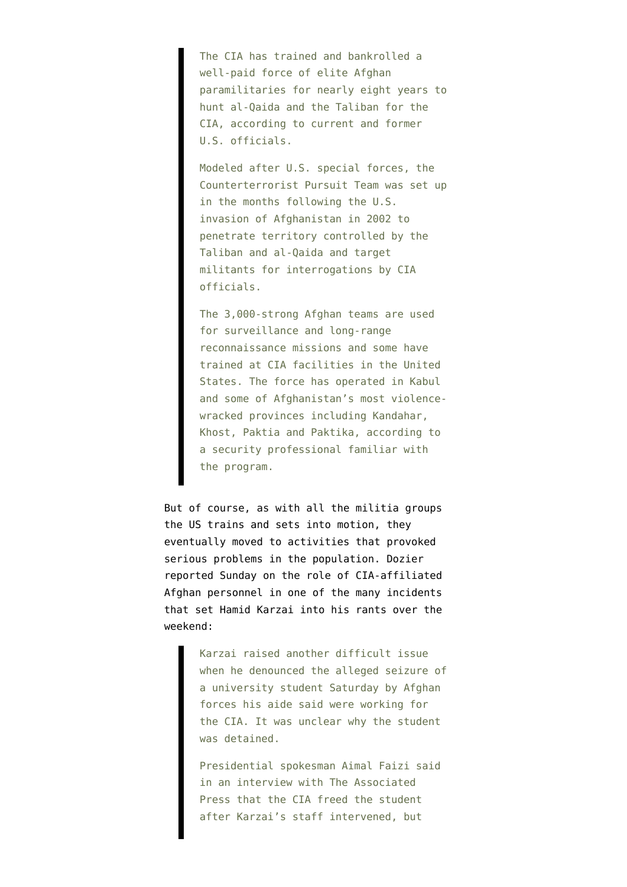> The CIA has trained and bankrolled a well-paid force of elite Afghan paramilitaries for nearly eight years to hunt al-Qaida and the Taliban for the CIA, according to current and former U.S. officials.
>
> Modeled after U.S. special forces, the Counterterrorist Pursuit Team was set up in the months following the U.S. invasion of Afghanistan in 2002 to penetrate territory controlled by the Taliban and al-Qaida and target militants for interrogations by CIA officials.
>
> The 3,000-strong Afghan teams are used for surveillance and long-range reconnaissance missions and some have trained at CIA facilities in the United States. The force has operated in Kabul and some of Afghanistan's most violence-wracked provinces including Kandahar, Khost, Paktia and Paktika, according to a security professional familiar with the program.

But of course, as with all the militia groups the US trains and sets into motion, they eventually moved to activities that provoked serious problems in the population. Dozier reported Sunday on the role of CIA-affiliated Afghan personnel in one of the many incidents that set Hamid Karzai into his rants over the weekend:

> Karzai raised another difficult issue when he denounced the alleged seizure of a university student Saturday by Afghan forces his aide said were working for the CIA. It was unclear why the student was detained.
>
> Presidential spokesman Aimal Faizi said in an interview with The Associated Press that the CIA freed the student after Karzai's staff intervened, but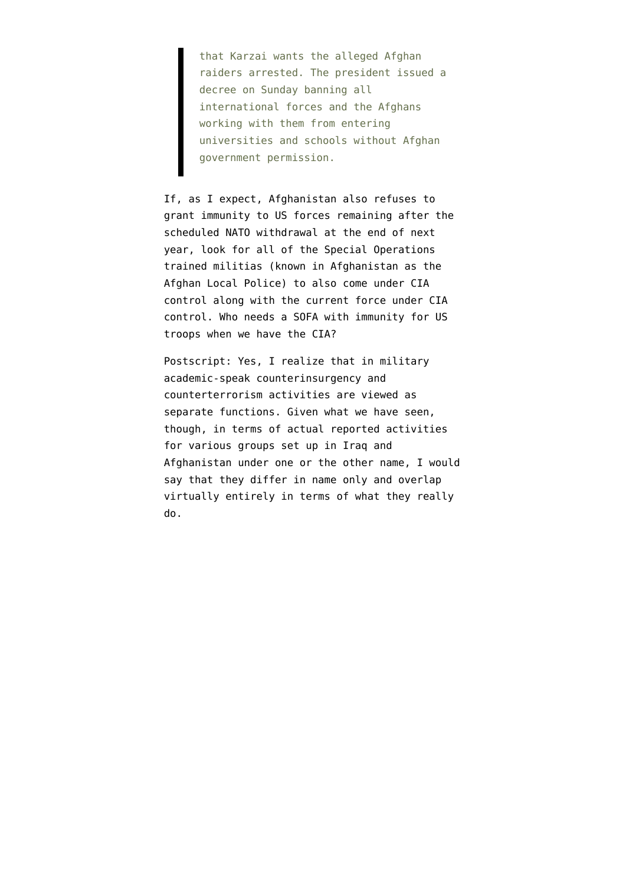> that Karzai wants the alleged Afghan raiders arrested. The president issued a decree on Sunday banning all international forces and the Afghans working with them from entering universities and schools without Afghan government permission.

If, as I expect, Afghanistan also refuses to grant immunity to US forces remaining after the scheduled NATO withdrawal at the end of next year, look for all of the Special Operations trained militias (known in Afghanistan as the Afghan Local Police) to also come under CIA control along with the current force under CIA control. Who needs a SOFA with immunity for US troops when we have the CIA?

Postscript: Yes, I realize that in military academic-speak counterinsurgency and counterterrorism activities are viewed as separate functions. Given what we have seen, though, in terms of actual reported activities for various groups set up in Iraq and Afghanistan under one or the other name, I would say that they differ in name only and overlap virtually entirely in terms of what they really do.